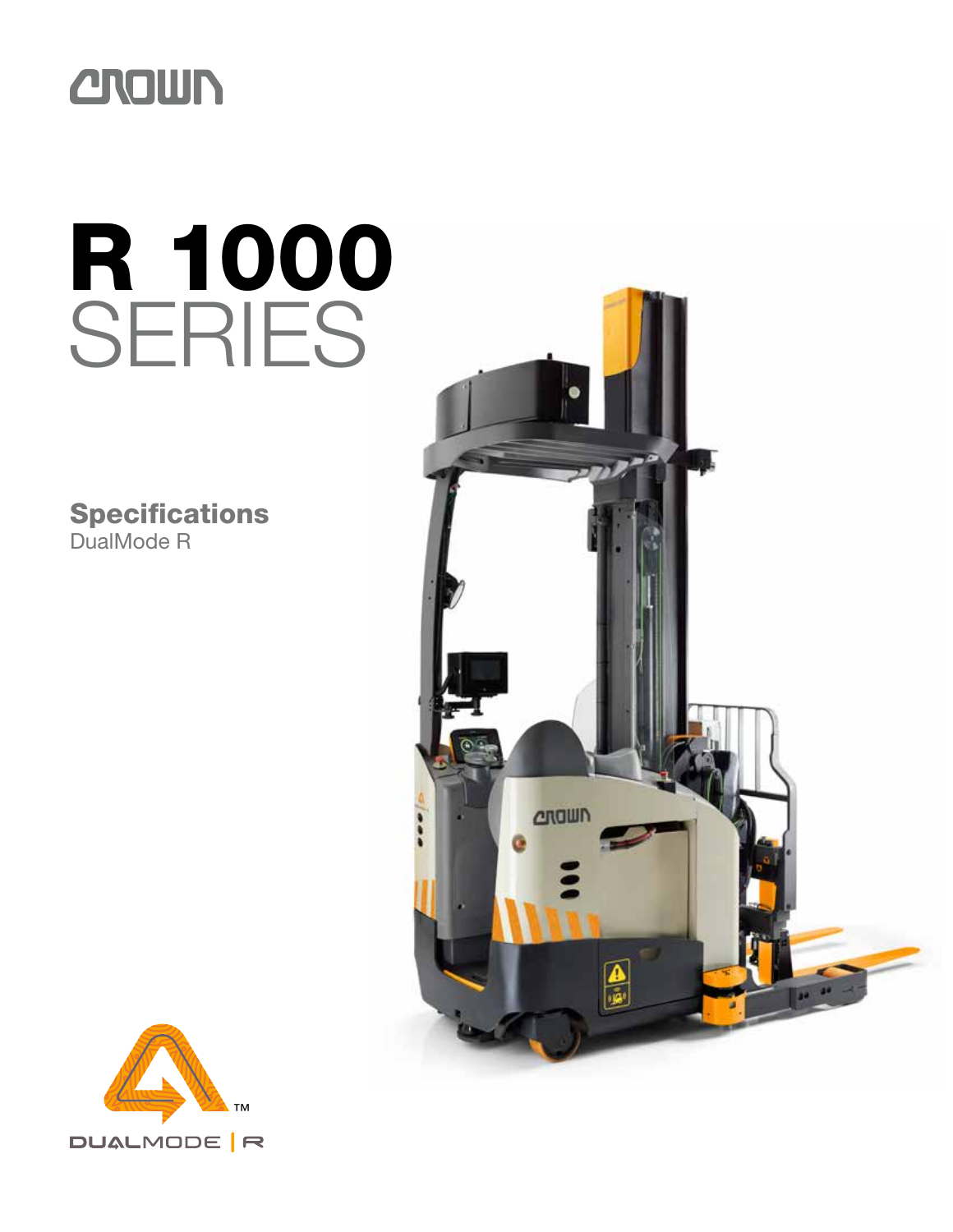CROWN

# R 1000 SERIES

## Specifications
DualMode R

DUALMODE | R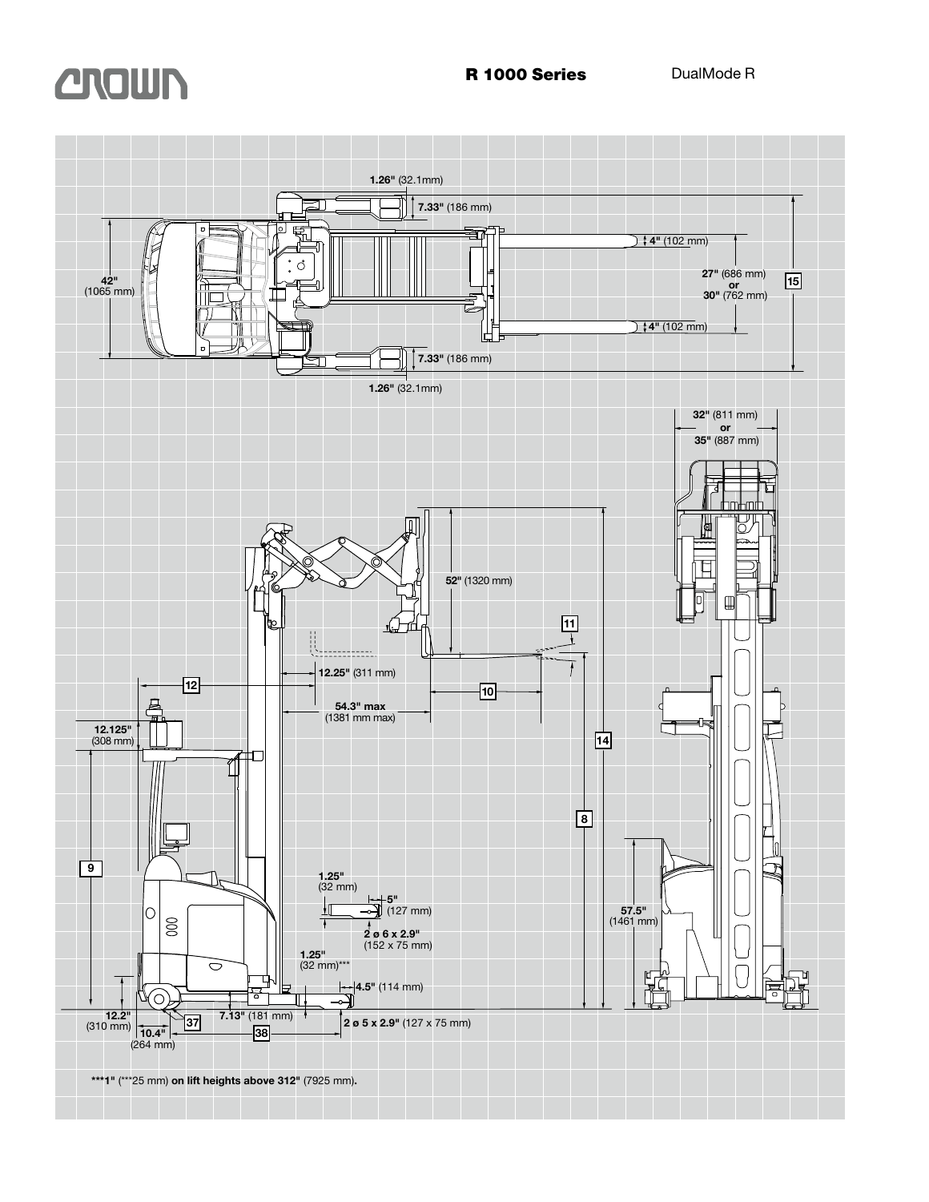# R 1000 Series

DualMode R

1.26" (32.1mm)

7.33" (186 mm)

4" (102 mm)

42" (1065 mm)

27" (686 mm) or 30" (762 mm)

15

4" (102 mm)

7.33" (186 mm)

1.26" (32.1mm)

32" (811 mm) or 35" (887 mm)

52" (1320 mm)

11

12

12.25" (311 mm)

10

54.3" max (1381 mm max)

12.125" (308 mm)

14

8

9

1.25" (32 mm)

5" (127 mm)

2 ø 6 x 2.9" (152 x 75 mm)

57.5" (1461 mm)

1.25" (32 mm)***

4.5" (114 mm)

12.2" (310 mm)

37

7.13" (181 mm)

2 ø 5 x 2.9" (127 x 75 mm)

10.4" (264 mm)

38

***1" (***25 mm) **on lift heights above 312"** (7925 mm)**.**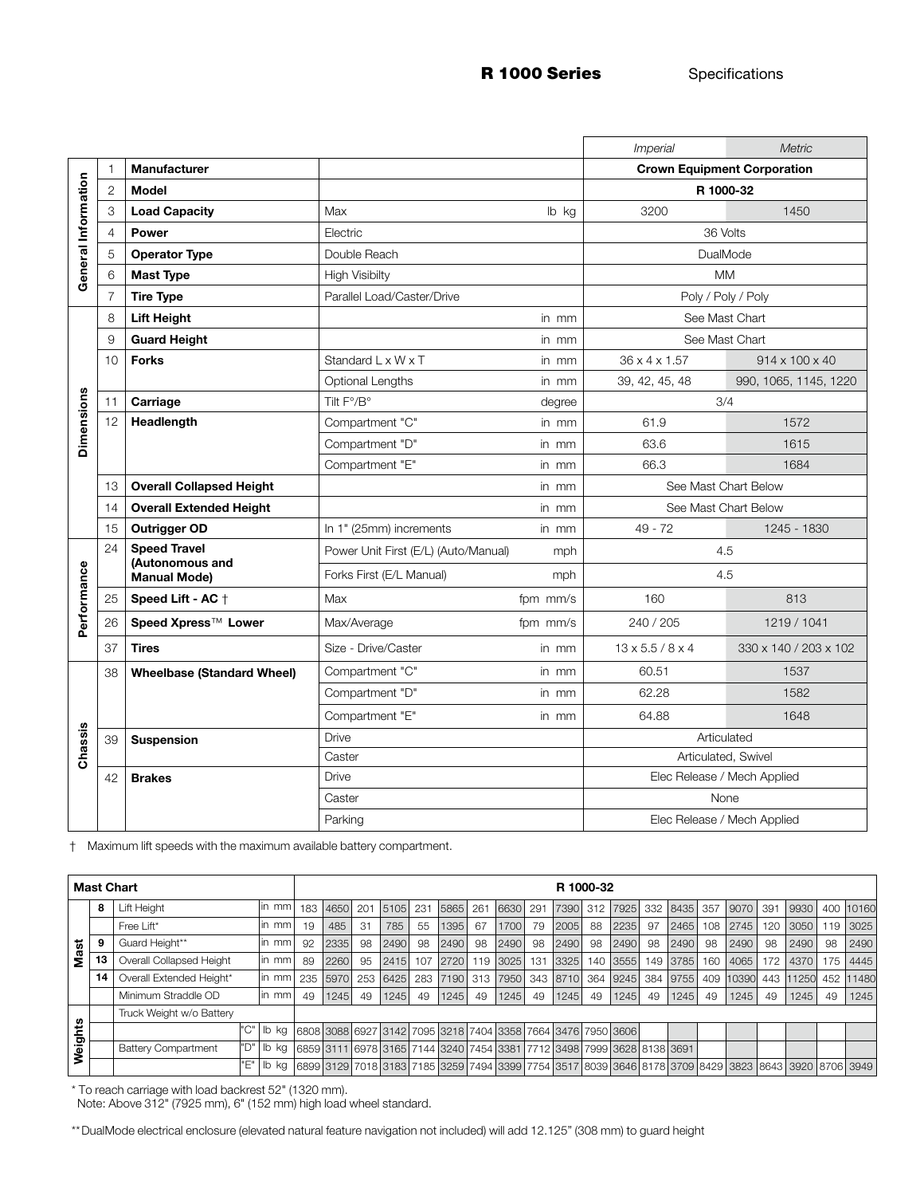# R 1000 Series Specifications

| | | | | | Imperial | Metric |
|---|---|---|---|---|---|---|
| General Information | 1 | **Manufacturer** | | | Crown Equipment Corporation | |
| | 2 | **Model** | | | R 1000-32 | |
| | 3 | **Load Capacity** | Max | lb kg | 3200 | 1450 |
| | 4 | **Power** | Electric | | 36 Volts | |
| | 5 | **Operator Type** | Double Reach | | DualMode | |
| | 6 | **Mast Type** | High Visibilty | | MM | |
| | 7 | **Tire Type** | Parallel Load/Caster/Drive | | Poly / Poly / Poly | |
| Dimensions | 8 | **Lift Height** | | in mm | See Mast Chart | |
| | 9 | **Guard Height** | | in mm | See Mast Chart | |
| | 10 | **Forks** | Standard L x W x T | in mm | 36 x 4 x 1.57 | 914 x 100 x 40 |
| | | | Optional Lengths | in mm | 39, 42, 45, 48 | 990, 1065, 1145, 1220 |
| | 11 | **Carriage** | Tilt F°/B° | degree | 3/4 | |
| | 12 | **Headlength** | Compartment "C" | in mm | 61.9 | 1572 |
| | | | Compartment "D" | in mm | 63.6 | 1615 |
| | | | Compartment "E" | in mm | 66.3 | 1684 |
| | 13 | **Overall Collapsed Height** | | in mm | See Mast Chart Below | |
| | 14 | **Overall Extended Height** | | in mm | See Mast Chart Below | |
| | 15 | **Outrigger OD** | In 1" (25mm) increments | in mm | 49 - 72 | 1245 - 1830 |
| Performance | 24 | **Speed Travel (Autonomous and Manual Mode)** | Power Unit First (E/L) (Auto/Manual) | mph | 4.5 | |
| | | | Forks First (E/L Manual) | mph | 4.5 | |
| | 25 | **Speed Lift - AC †** | Max | fpm mm/s | 160 | 813 |
| | 26 | **Speed Xpress™ Lower** | Max/Average | fpm mm/s | 240 / 205 | 1219 / 1041 |
| | 37 | **Tires** | Size - Drive/Caster | in mm | 13 x 5.5 / 8 x 4 | 330 x 140 / 203 x 102 |
| Chassis | 38 | **Wheelbase (Standard Wheel)** | Compartment "C" | in mm | 60.51 | 1537 |
| | | | Compartment "D" | in mm | 62.28 | 1582 |
| | | | Compartment "E" | in mm | 64.88 | 1648 |
| | 39 | **Suspension** | Drive | | Articulated | |
| | | | Caster | | Articulated, Swivel | |
| | 42 | **Brakes** | Drive | | Elec Release / Mech Applied | |
| | | | Caster | | None | |
| | | | Parking | | Elec Release / Mech Applied | |

† Maximum lift speeds with the maximum available battery compartment.

| Mast Chart | | | | | R 1000-32 | | | | | | | | | | | | | | | | | | | | | |
|---|---|---|---|---|---|---|---|---|---|---|---|---|---|---|---|---|---|---|---|---|---|---|---|---|---|---|
| Mast | 8 | Lift Height | | in mm | 183 | 4650 | 201 | 5105 | 231 | 5865 | 261 | 6630 | 291 | 7390 | 312 | 7925 | 332 | 8435 | 357 | 9070 | 391 | 9930 | 400 | 10160 |
| | | Free Lift* | | in mm | 19 | 485 | 31 | 785 | 55 | 1395 | 67 | 1700 | 79 | 2005 | 88 | 2235 | 97 | 2465 | 108 | 2745 | 120 | 3050 | 119 | 3025 |
| | 9 | Guard Height** | | in mm | 92 | 2335 | 98 | 2490 | 98 | 2490 | 98 | 2490 | 98 | 2490 | 98 | 2490 | 98 | 2490 | 98 | 2490 | 98 | 2490 | 98 | 2490 |
| | 13 | Overall Collapsed Height | | in mm | 89 | 2260 | 95 | 2415 | 107 | 2720 | 119 | 3025 | 131 | 3325 | 140 | 3555 | 149 | 3785 | 160 | 4065 | 172 | 4370 | 175 | 4445 |
| | 14 | Overall Extended Height* | | in mm | 235 | 5970 | 253 | 6425 | 283 | 7190 | 313 | 7950 | 343 | 8710 | 364 | 9245 | 384 | 9755 | 409 | 10390 | 443 | 11250 | 452 | 11480 |
| | | Minimum Straddle OD | | in mm | 49 | 1245 | 49 | 1245 | 49 | 1245 | 49 | 1245 | 49 | 1245 | 49 | 1245 | 49 | 1245 | 49 | 1245 | 49 | 1245 | 49 | 1245 |
| Weights | | Truck Weight w/o Battery | | | | | | | | | | | | | | | | | | | | | | |
| | | | "C" | lb kg | 6808 | 3088 | 6927 | 3142 | 7095 | 3218 | 7404 | 3358 | 7664 | 3476 | 7950 | 3606 | | | | | | | | |
| | | Battery Compartment | "D" | lb kg | 6859 | 3111 | 6978 | 3165 | 7144 | 3240 | 7454 | 3381 | 7712 | 3498 | 7999 | 3628 | 8138 | 3691 | | | | | | |
| | | | "E" | lb kg | 6899 | 3129 | 7018 | 3183 | 7185 | 3259 | 7494 | 3399 | 7754 | 3517 | 8039 | 3646 | 8178 | 3709 | 8429 | 3823 | 8643 | 3920 | 8706 | 3949 |

\* To reach carriage with load backrest 52" (1320 mm).
Note: Above 312" (7925 mm), 6" (152 mm) high load wheel standard.

** DualMode electrical enclosure (elevated natural feature navigation not included) will add 12.125" (308 mm) to guard height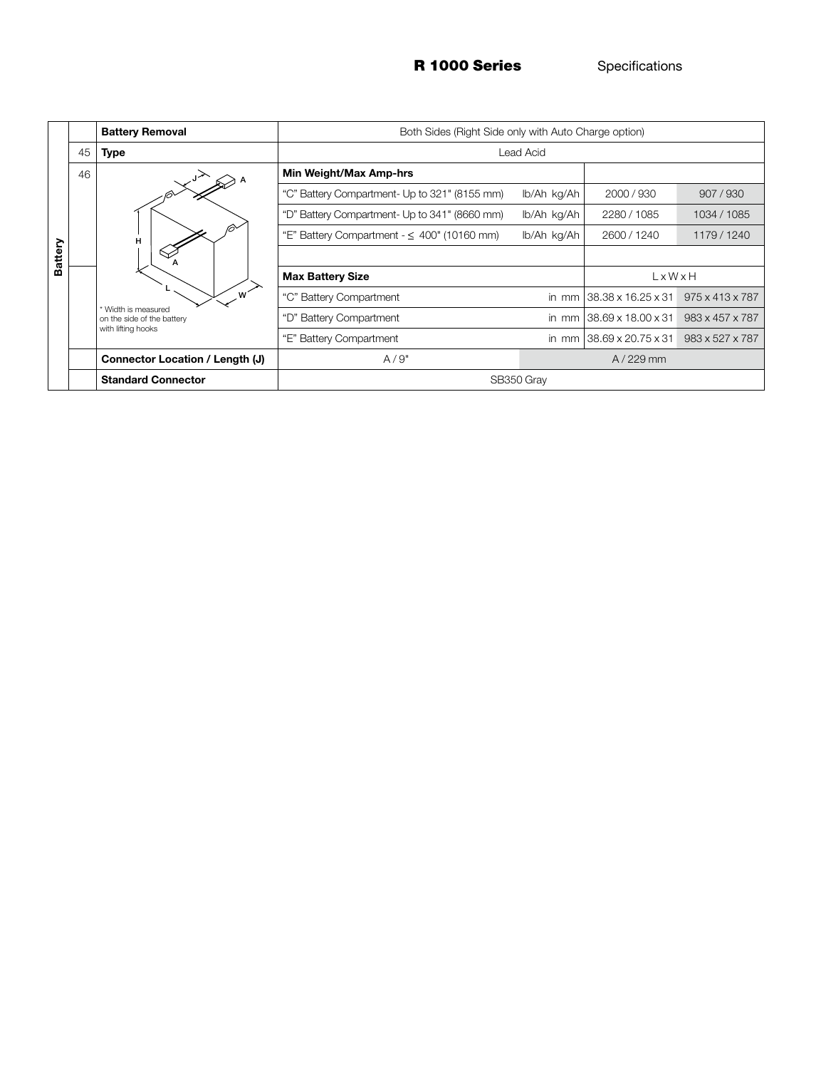| | | | | | | |
|---|---|---|---|---|---|---|
| Battery | | **Battery Removal** | Both Sides (Right Side only with Auto Charge option) | | | |
| | 45 | **Type** | Lead Acid | | | |
| | 46 | J A H A L W | **Min Weight/Max Amp-hrs** | | | |
| | | | "C" Battery Compartment- Up to 321" (8155 mm) | lb/Ah kg/Ah | 2000 / 930 | 907 / 930 |
| | | | "D" Battery Compartment- Up to 341" (8660 mm) | lb/Ah kg/Ah | 2280 / 1085 | 1034 / 1085 |
| | | | "E" Battery Compartment - ≤ 400" (10160 mm) | lb/Ah kg/Ah | 2600 / 1240 | 1179 / 1240 |
| | | | | | | |
| | | | **Max Battery Size** | | L x W x H | |
| | | * Width is measured on the side of the battery with lifting hooks | "C" Battery Compartment | in mm | 38.38 x 16.25 x 31 | 975 x 413 x 787 |
| | | | "D" Battery Compartment | in mm | 38.69 x 18.00 x 31 | 983 x 457 x 787 |
| | | | "E" Battery Compartment | in mm | 38.69 x 20.75 x 31 | 983 x 527 x 787 |
| | | **Connector Location / Length (J)** | A / 9" | | A / 229 mm | |
| | | **Standard Connector** | SB350 Gray | | | |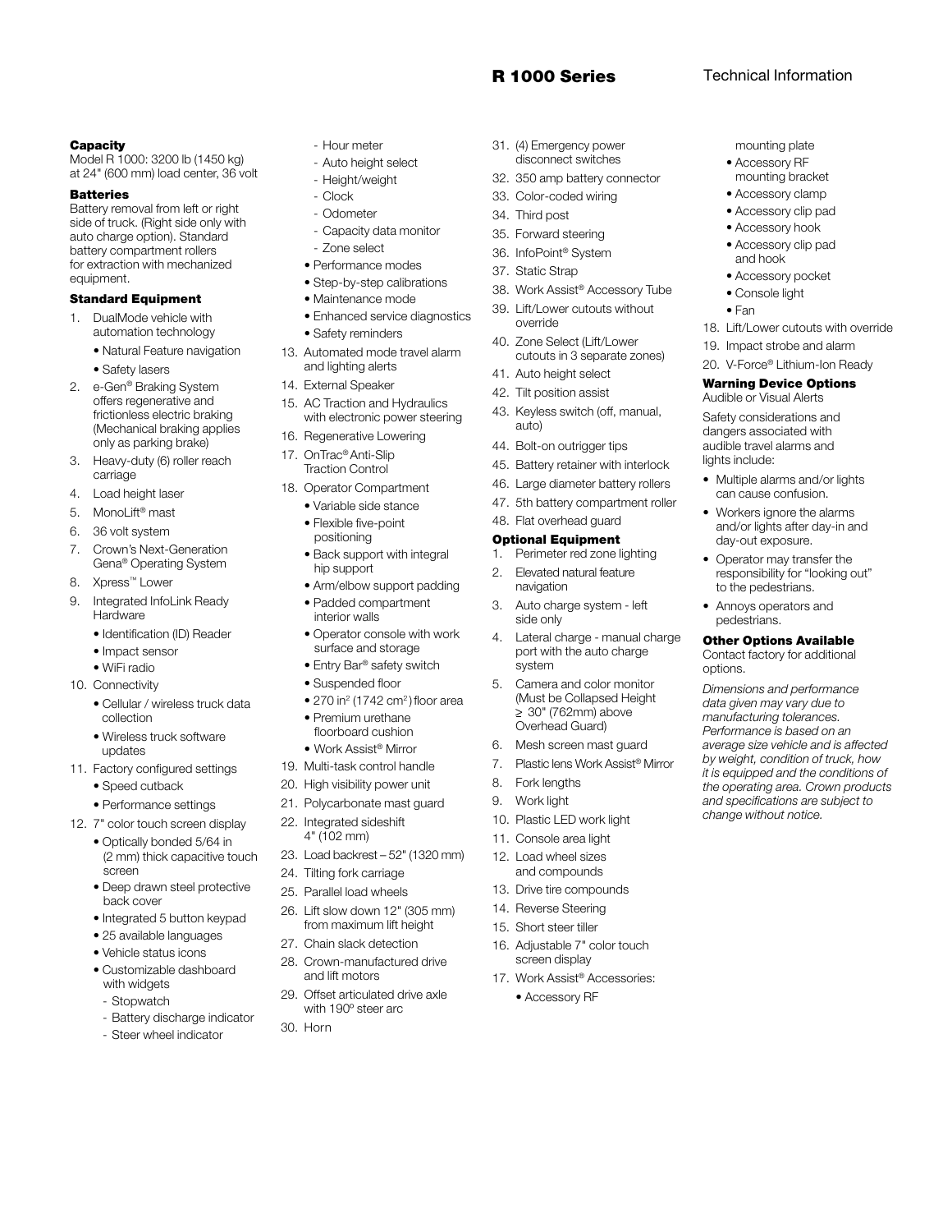## R 1000 Series Technical Information

### Capacity

Model R 1000: 3200 lb (1450 kg) at 24" (600 mm) load center, 36 volt

### Batteries

Battery removal from left or right side of truck. (Right side only with auto charge option). Standard battery compartment rollers for extraction with mechanized equipment.

### Standard Equipment

1. DualMode vehicle with automation technology
   - Natural Feature navigation
   - Safety lasers
2. e-Gen® Braking System offers regenerative and frictionless electric braking (Mechanical braking applies only as parking brake)
3. Heavy-duty (6) roller reach carriage
4. Load height laser
5. MonoLift® mast
6. 36 volt system
7. Crown's Next-Generation Gena® Operating System
8. Xpress™ Lower
9. Integrated InfoLink Ready Hardware
   - Identification (ID) Reader
   - Impact sensor
   - WiFi radio
10. Connectivity
    - Cellular / wireless truck data collection
    - Wireless truck software updates
11. Factory configured settings
    - Speed cutback
    - Performance settings
12. 7" color touch screen display
    - Optically bonded 5/64 in (2 mm) thick capacitive touch screen
    - Deep drawn steel protective back cover
    - Integrated 5 button keypad
    - 25 available languages
    - Vehicle status icons
    - Customizable dashboard with widgets
      - Stopwatch
      - Battery discharge indicator
      - Steer wheel indicator
      - Hour meter
      - Auto height select
      - Height/weight
      - Clock
      - Odometer
      - Capacity data monitor
      - Zone select
    - Performance modes
    - Step-by-step calibrations
    - Maintenance mode
    - Enhanced service diagnostics
    - Safety reminders
13. Automated mode travel alarm and lighting alerts
14. External Speaker
15. AC Traction and Hydraulics with electronic power steering
16. Regenerative Lowering
17. OnTrac® Anti-Slip Traction Control
18. Operator Compartment
    - Variable side stance
    - Flexible five-point positioning
    - Back support with integral hip support
    - Arm/elbow support padding
    - Padded compartment interior walls
    - Operator console with work surface and storage
    - Entry Bar® safety switch
    - Suspended floor
    - 270 in$^2$ (1742 cm$^2$) floor area
    - Premium urethane floorboard cushion
    - Work Assist® Mirror
19. Multi-task control handle
20. High visibility power unit
21. Polycarbonate mast guard
22. Integrated sideshift 4" (102 mm)
23. Load backrest – 52" (1320 mm)
24. Tilting fork carriage
25. Parallel load wheels
26. Lift slow down 12" (305 mm) from maximum lift height
27. Chain slack detection
28. Crown-manufactured drive and lift motors
29. Offset articulated drive axle with 190º steer arc
30. Horn
31. (4) Emergency power disconnect switches
32. 350 amp battery connector
33. Color-coded wiring
34. Third post
35. Forward steering
36. InfoPoint® System
37. Static Strap
38. Work Assist® Accessory Tube
39. Lift/Lower cutouts without override
40. Zone Select (Lift/Lower cutouts in 3 separate zones)
41. Auto height select
42. Tilt position assist
43. Keyless switch (off, manual, auto)
44. Bolt-on outrigger tips
45. Battery retainer with interlock
46. Large diameter battery rollers
47. 5th battery compartment roller
48. Flat overhead guard

### Optional Equipment

1. Perimeter red zone lighting
2. Elevated natural feature navigation
3. Auto charge system - left side only
4. Lateral charge - manual charge port with the auto charge system
5. Camera and color monitor (Must be Collapsed Height ≥ 30" (762mm) above Overhead Guard)
6. Mesh screen mast guard
7. Plastic lens Work Assist® Mirror
8. Fork lengths
9. Work light
10. Plastic LED work light
11. Console area light
12. Load wheel sizes and compounds
13. Drive tire compounds
14. Reverse Steering
15. Short steer tiller
16. Adjustable 7" color touch screen display
17. Work Assist® Accessories:
    - Accessory RF mounting plate
    - Accessory RF mounting bracket
    - Accessory clamp
    - Accessory clip pad
    - Accessory hook
    - Accessory clip pad and hook
    - Accessory pocket
    - Console light
    - Fan
18. Lift/Lower cutouts with override
19. Impact strobe and alarm
20. V-Force® Lithium-Ion Ready

### Warning Device Options

Audible or Visual Alerts

Safety considerations and dangers associated with audible travel alarms and lights include:

- Multiple alarms and/or lights can cause confusion.
- Workers ignore the alarms and/or lights after day-in and day-out exposure.
- Operator may transfer the responsibility for "looking out" to the pedestrians.
- Annoys operators and pedestrians.

### Other Options Available

Contact factory for additional options.

*Dimensions and performance data given may vary due to manufacturing tolerances. Performance is based on an average size vehicle and is affected by weight, condition of truck, how it is equipped and the conditions of the operating area. Crown products and specifications are subject to change without notice.*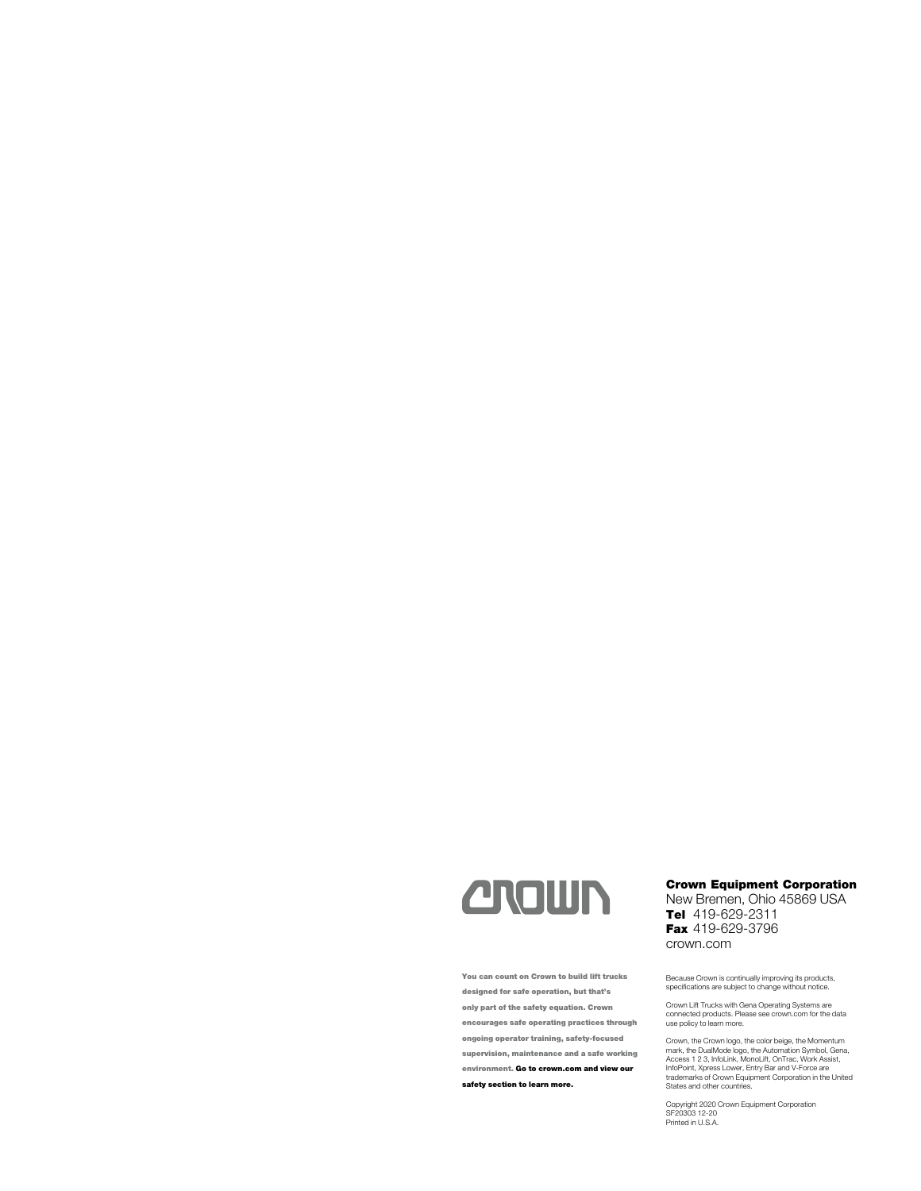**Crown Equipment Corporation**
New Bremen, Ohio 45869 USA
**Tel** 419-629-2311
**Fax** 419-629-3796
crown.com

**You can count on Crown to build lift trucks designed for safe operation, but that's only part of the safety equation. Crown encourages safe operating practices through ongoing operator training, safety-focused supervision, maintenance and a safe working environment. Go to crown.com and view our safety section to learn more.**

Because Crown is continually improving its products, specifications are subject to change without notice.

Crown Lift Trucks with Gena Operating Systems are connected products. Please see crown.com for the data use policy to learn more.

Crown, the Crown logo, the color beige, the Momentum mark, the DualMode logo, the Automation Symbol, Gena, Access 1 2 3, InfoLink, MonoLift, OnTrac, Work Assist, InfoPoint, Xpress Lower, Entry Bar and V-Force are trademarks of Crown Equipment Corporation in the United States and other countries.

Copyright 2020 Crown Equipment Corporation
SF20303 12-20
Printed in U.S.A.